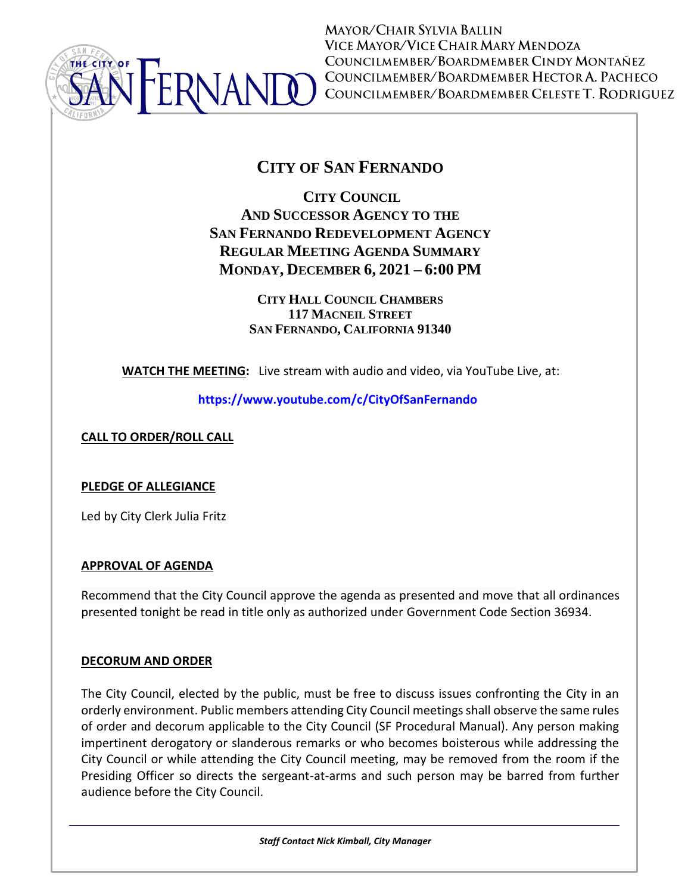MAYOR/CHAIR SYLVIA BALLIN
VICE MAYOR/VICE CHAIR MARY MENDOZA
COUNCILMEMBER/BOARDMEMBER CINDY MONTAÑEZ
COUNCILMEMBER/BOARDMEMBER HECTOR A. PACHECO
COUNCILMEMBER/BOARDMEMBER CELESTE T. RODRIGUEZ

# CITY OF SAN FERNANDO

## CITY COUNCIL
## AND SUCCESSOR AGENCY TO THE
## SAN FERNANDO REDEVELOPMENT AGENCY
## REGULAR MEETING AGENDA SUMMARY
## MONDAY, DECEMBER 6, 2021 – 6:00 PM

**CITY HALL COUNCIL CHAMBERS**
**117 MACNEIL STREET**
**SAN FERNANDO, CALIFORNIA 91340**

**WATCH THE MEETING:** Live stream with audio and video, via YouTube Live, at:

**https://www.youtube.com/c/CityOfSanFernando**

**CALL TO ORDER/ROLL CALL**

**PLEDGE OF ALLEGIANCE**

Led by City Clerk Julia Fritz

**APPROVAL OF AGENDA**

Recommend that the City Council approve the agenda as presented and move that all ordinances presented tonight be read in title only as authorized under Government Code Section 36934.

**DECORUM AND ORDER**

The City Council, elected by the public, must be free to discuss issues confronting the City in an orderly environment. Public members attending City Council meetings shall observe the same rules of order and decorum applicable to the City Council (SF Procedural Manual). Any person making impertinent derogatory or slanderous remarks or who becomes boisterous while addressing the City Council or while attending the City Council meeting, may be removed from the room if the Presiding Officer so directs the sergeant-at-arms and such person may be barred from further audience before the City Council.

*Staff Contact Nick Kimball, City Manager*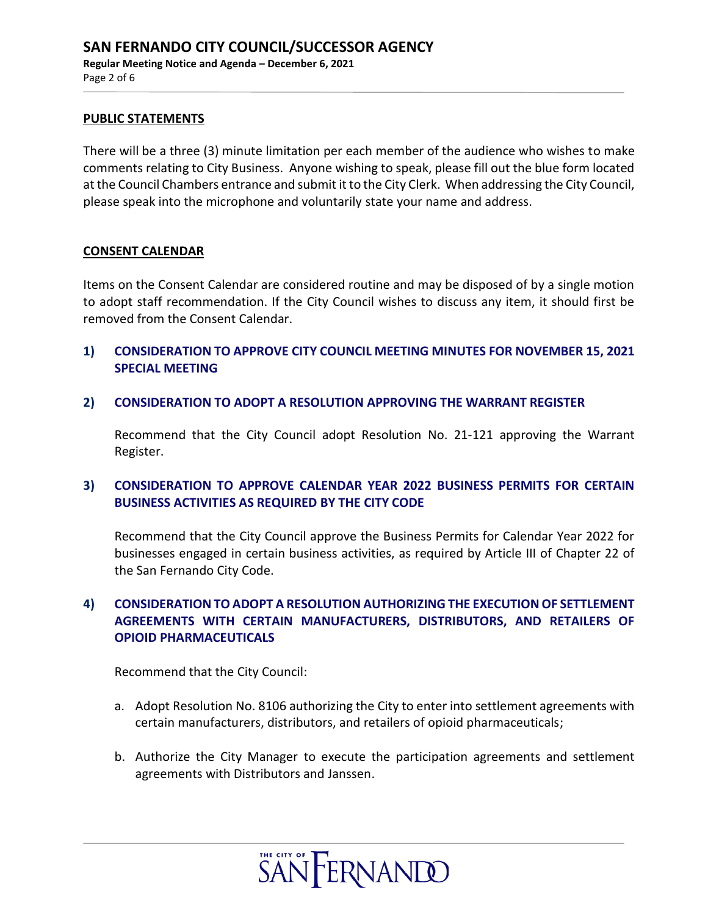## PUBLIC STATEMENTS

There will be a three (3) minute limitation per each member of the audience who wishes to make comments relating to City Business. Anyone wishing to speak, please fill out the blue form located at the Council Chambers entrance and submit it to the City Clerk. When addressing the City Council, please speak into the microphone and voluntarily state your name and address.

## CONSENT CALENDAR

Items on the Consent Calendar are considered routine and may be disposed of by a single motion to adopt staff recommendation. If the City Council wishes to discuss any item, it should first be removed from the Consent Calendar.

### 1) CONSIDERATION TO APPROVE CITY COUNCIL MEETING MINUTES FOR NOVEMBER 15, 2021 SPECIAL MEETING

### 2) CONSIDERATION TO ADOPT A RESOLUTION APPROVING THE WARRANT REGISTER

Recommend that the City Council adopt Resolution No. 21-121 approving the Warrant Register.

### 3) CONSIDERATION TO APPROVE CALENDAR YEAR 2022 BUSINESS PERMITS FOR CERTAIN BUSINESS ACTIVITIES AS REQUIRED BY THE CITY CODE

Recommend that the City Council approve the Business Permits for Calendar Year 2022 for businesses engaged in certain business activities, as required by Article III of Chapter 22 of the San Fernando City Code.

### 4) CONSIDERATION TO ADOPT A RESOLUTION AUTHORIZING THE EXECUTION OF SETTLEMENT AGREEMENTS WITH CERTAIN MANUFACTURERS, DISTRIBUTORS, AND RETAILERS OF OPIOID PHARMACEUTICALS

Recommend that the City Council:

a. Adopt Resolution No. 8106 authorizing the City to enter into settlement agreements with certain manufacturers, distributors, and retailers of opioid pharmaceuticals;

b. Authorize the City Manager to execute the participation agreements and settlement agreements with Distributors and Janssen.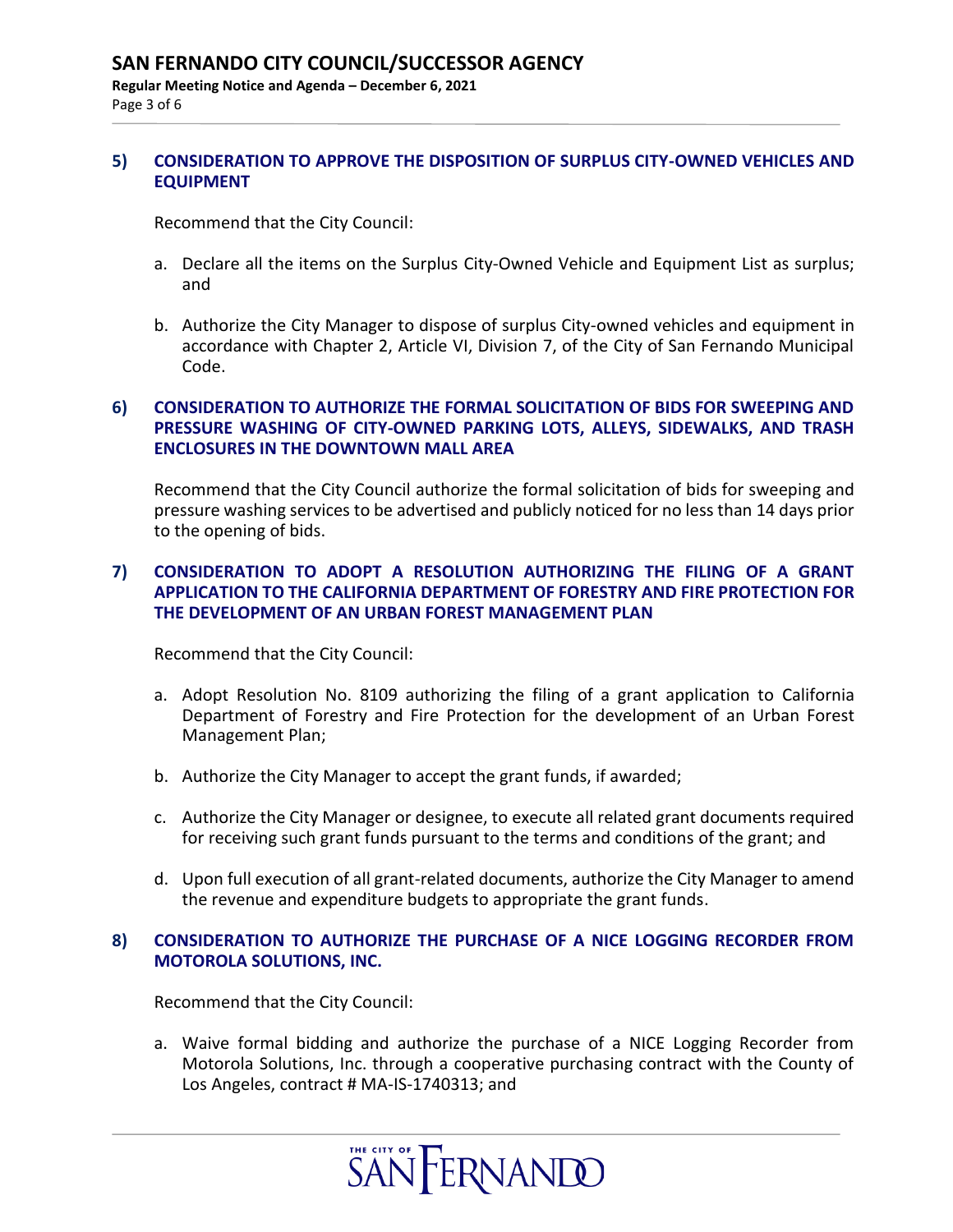### 5) CONSIDERATION TO APPROVE THE DISPOSITION OF SURPLUS CITY-OWNED VEHICLES AND EQUIPMENT

Recommend that the City Council:

a. Declare all the items on the Surplus City-Owned Vehicle and Equipment List as surplus; and

b. Authorize the City Manager to dispose of surplus City-owned vehicles and equipment in accordance with Chapter 2, Article VI, Division 7, of the City of San Fernando Municipal Code.

### 6) CONSIDERATION TO AUTHORIZE THE FORMAL SOLICITATION OF BIDS FOR SWEEPING AND PRESSURE WASHING OF CITY-OWNED PARKING LOTS, ALLEYS, SIDEWALKS, AND TRASH ENCLOSURES IN THE DOWNTOWN MALL AREA

Recommend that the City Council authorize the formal solicitation of bids for sweeping and pressure washing services to be advertised and publicly noticed for no less than 14 days prior to the opening of bids.

### 7) CONSIDERATION TO ADOPT A RESOLUTION AUTHORIZING THE FILING OF A GRANT APPLICATION TO THE CALIFORNIA DEPARTMENT OF FORESTRY AND FIRE PROTECTION FOR THE DEVELOPMENT OF AN URBAN FOREST MANAGEMENT PLAN

Recommend that the City Council:

a. Adopt Resolution No. 8109 authorizing the filing of a grant application to California Department of Forestry and Fire Protection for the development of an Urban Forest Management Plan;

b. Authorize the City Manager to accept the grant funds, if awarded;

c. Authorize the City Manager or designee, to execute all related grant documents required for receiving such grant funds pursuant to the terms and conditions of the grant; and

d. Upon full execution of all grant-related documents, authorize the City Manager to amend the revenue and expenditure budgets to appropriate the grant funds.

### 8) CONSIDERATION TO AUTHORIZE THE PURCHASE OF A NICE LOGGING RECORDER FROM MOTOROLA SOLUTIONS, INC.

Recommend that the City Council:

a. Waive formal bidding and authorize the purchase of a NICE Logging Recorder from Motorola Solutions, Inc. through a cooperative purchasing contract with the County of Los Angeles, contract # MA-IS-1740313; and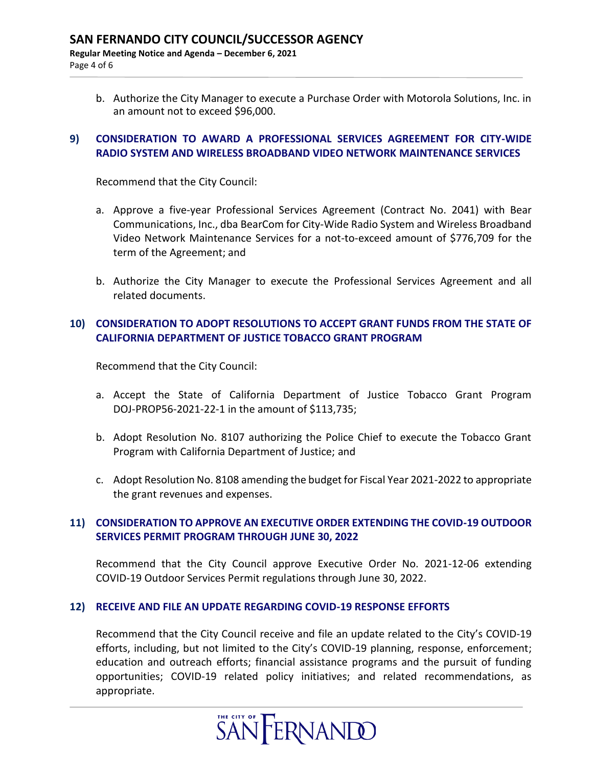b. Authorize the City Manager to execute a Purchase Order with Motorola Solutions, Inc. in an amount not to exceed $96,000.

### 9) CONSIDERATION TO AWARD A PROFESSIONAL SERVICES AGREEMENT FOR CITY-WIDE RADIO SYSTEM AND WIRELESS BROADBAND VIDEO NETWORK MAINTENANCE SERVICES

Recommend that the City Council:

a. Approve a five-year Professional Services Agreement (Contract No. 2041) with Bear Communications, Inc., dba BearCom for City-Wide Radio System and Wireless Broadband Video Network Maintenance Services for a not-to-exceed amount of $776,709 for the term of the Agreement; and

b. Authorize the City Manager to execute the Professional Services Agreement and all related documents.

### 10) CONSIDERATION TO ADOPT RESOLUTIONS TO ACCEPT GRANT FUNDS FROM THE STATE OF CALIFORNIA DEPARTMENT OF JUSTICE TOBACCO GRANT PROGRAM

Recommend that the City Council:

a. Accept the State of California Department of Justice Tobacco Grant Program DOJ-PROP56-2021-22-1 in the amount of $113,735;

b. Adopt Resolution No. 8107 authorizing the Police Chief to execute the Tobacco Grant Program with California Department of Justice; and

c. Adopt Resolution No. 8108 amending the budget for Fiscal Year 2021-2022 to appropriate the grant revenues and expenses.

### 11) CONSIDERATION TO APPROVE AN EXECUTIVE ORDER EXTENDING THE COVID-19 OUTDOOR SERVICES PERMIT PROGRAM THROUGH JUNE 30, 2022

Recommend that the City Council approve Executive Order No. 2021-12-06 extending COVID-19 Outdoor Services Permit regulations through June 30, 2022.

### 12) RECEIVE AND FILE AN UPDATE REGARDING COVID-19 RESPONSE EFFORTS

Recommend that the City Council receive and file an update related to the City's COVID-19 efforts, including, but not limited to the City's COVID-19 planning, response, enforcement; education and outreach efforts; financial assistance programs and the pursuit of funding opportunities; COVID-19 related policy initiatives; and related recommendations, as appropriate.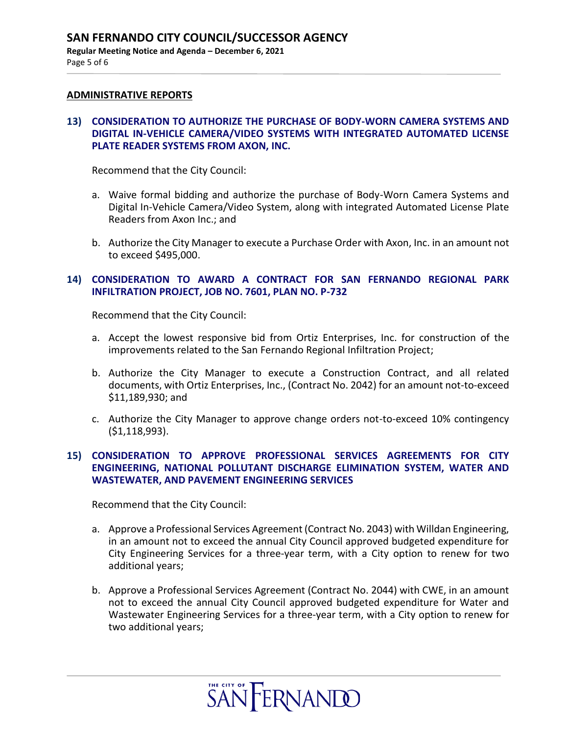## ADMINISTRATIVE REPORTS

### 13) CONSIDERATION TO AUTHORIZE THE PURCHASE OF BODY-WORN CAMERA SYSTEMS AND DIGITAL IN-VEHICLE CAMERA/VIDEO SYSTEMS WITH INTEGRATED AUTOMATED LICENSE PLATE READER SYSTEMS FROM AXON, INC.

Recommend that the City Council:

a. Waive formal bidding and authorize the purchase of Body-Worn Camera Systems and Digital In-Vehicle Camera/Video System, along with integrated Automated License Plate Readers from Axon Inc.; and

b. Authorize the City Manager to execute a Purchase Order with Axon, Inc. in an amount not to exceed $495,000.

### 14) CONSIDERATION TO AWARD A CONTRACT FOR SAN FERNANDO REGIONAL PARK INFILTRATION PROJECT, JOB NO. 7601, PLAN NO. P-732

Recommend that the City Council:

a. Accept the lowest responsive bid from Ortiz Enterprises, Inc. for construction of the improvements related to the San Fernando Regional Infiltration Project;

b. Authorize the City Manager to execute a Construction Contract, and all related documents, with Ortiz Enterprises, Inc., (Contract No. 2042) for an amount not-to-exceed $11,189,930; and

c. Authorize the City Manager to approve change orders not-to-exceed 10% contingency ($1,118,993).

### 15) CONSIDERATION TO APPROVE PROFESSIONAL SERVICES AGREEMENTS FOR CITY ENGINEERING, NATIONAL POLLUTANT DISCHARGE ELIMINATION SYSTEM, WATER AND WASTEWATER, AND PAVEMENT ENGINEERING SERVICES

Recommend that the City Council:

a. Approve a Professional Services Agreement (Contract No. 2043) with Willdan Engineering, in an amount not to exceed the annual City Council approved budgeted expenditure for City Engineering Services for a three-year term, with a City option to renew for two additional years;

b. Approve a Professional Services Agreement (Contract No. 2044) with CWE, in an amount not to exceed the annual City Council approved budgeted expenditure for Water and Wastewater Engineering Services for a three-year term, with a City option to renew for two additional years;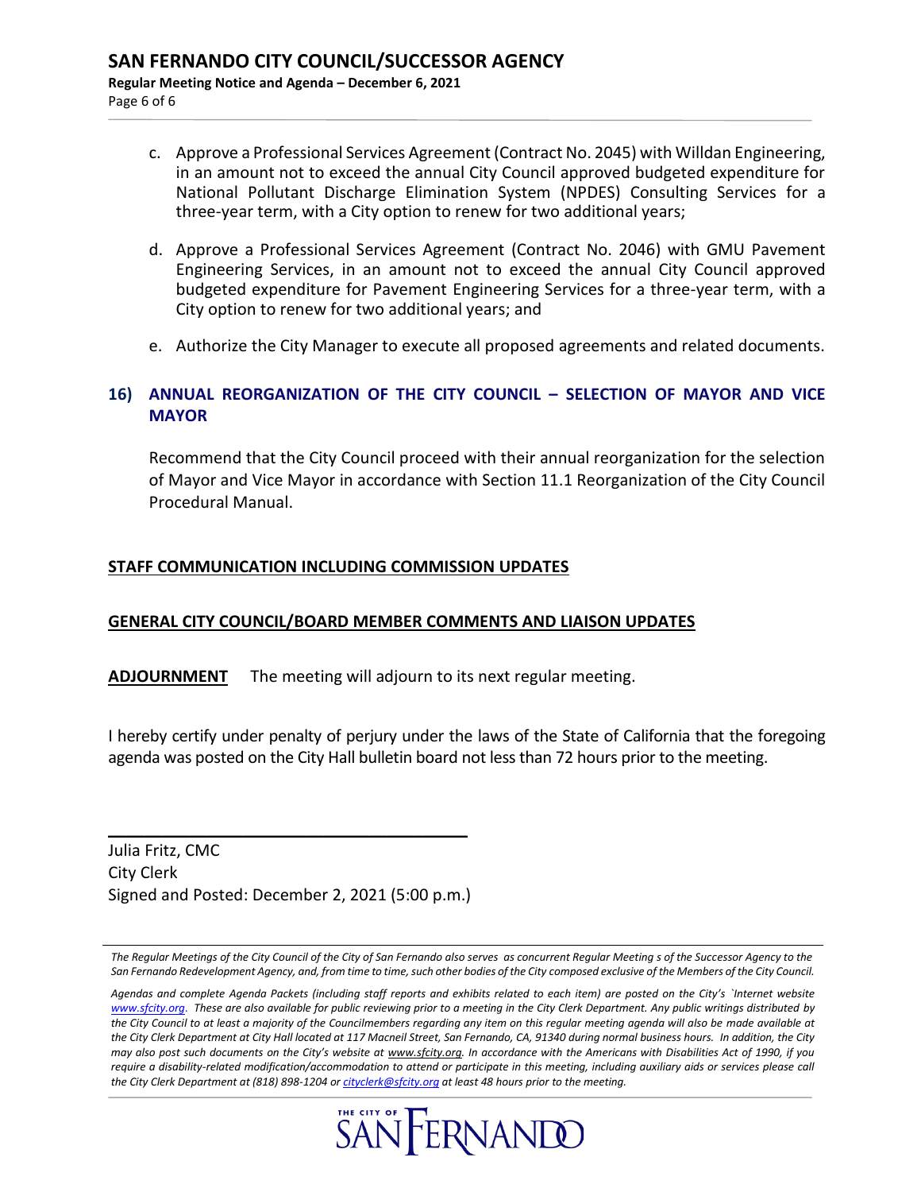c. Approve a Professional Services Agreement (Contract No. 2045) with Willdan Engineering, in an amount not to exceed the annual City Council approved budgeted expenditure for National Pollutant Discharge Elimination System (NPDES) Consulting Services for a three-year term, with a City option to renew for two additional years;

d. Approve a Professional Services Agreement (Contract No. 2046) with GMU Pavement Engineering Services, in an amount not to exceed the annual City Council approved budgeted expenditure for Pavement Engineering Services for a three-year term, with a City option to renew for two additional years; and

e. Authorize the City Manager to execute all proposed agreements and related documents.

### 16) ANNUAL REORGANIZATION OF THE CITY COUNCIL – SELECTION OF MAYOR AND VICE MAYOR

Recommend that the City Council proceed with their annual reorganization for the selection of Mayor and Vice Mayor in accordance with Section 11.1 Reorganization of the City Council Procedural Manual.

## STAFF COMMUNICATION INCLUDING COMMISSION UPDATES

## GENERAL CITY COUNCIL/BOARD MEMBER COMMENTS AND LIAISON UPDATES

**ADJOURNMENT** The meeting will adjourn to its next regular meeting.

I hereby certify under penalty of perjury under the laws of the State of California that the foregoing agenda was posted on the City Hall bulletin board not less than 72 hours prior to the meeting.

\_\_\_\_\_\_\_\_\_\_\_\_\_\_\_\_\_\_\_\_\_\_\_\_\_\_\_\_\_\_\_\_\_\_\_\_\_\_

Julia Fritz, CMC
City Clerk
Signed and Posted: December 2, 2021 (5:00 p.m.)

---

*The Regular Meetings of the City Council of the City of San Fernando also serves as concurrent Regular Meeting s of the Successor Agency to the San Fernando Redevelopment Agency, and, from time to time, such other bodies of the City composed exclusive of the Members of the City Council.*

*Agendas and complete Agenda Packets (including staff reports and exhibits related to each item) are posted on the City's `Internet website www.sfcity.org. These are also available for public reviewing prior to a meeting in the City Clerk Department. Any public writings distributed by the City Council to at least a majority of the Councilmembers regarding any item on this regular meeting agenda will also be made available at the City Clerk Department at City Hall located at 117 Macneil Street, San Fernando, CA, 91340 during normal business hours. In addition, the City may also post such documents on the City's website at www.sfcity.org. In accordance with the Americans with Disabilities Act of 1990, if you require a disability-related modification/accommodation to attend or participate in this meeting, including auxiliary aids or services please call the City Clerk Department at (818) 898-1204 or cityclerk@sfcity.org at least 48 hours prior to the meeting.*

THE CITY OF SAN FERNANDO